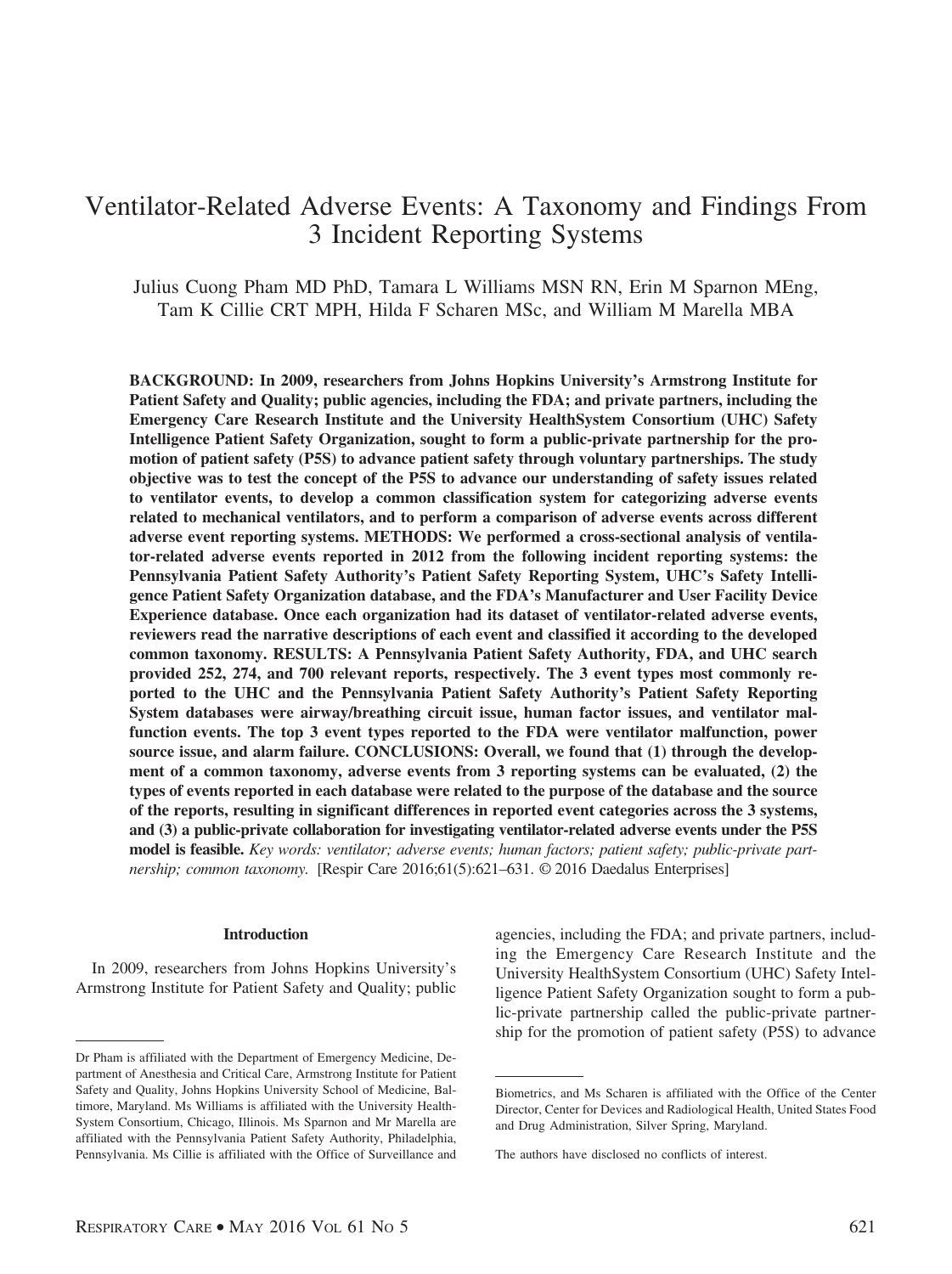# Ventilator-Related Adverse Events: A Taxonomy and Findings From 3 Incident Reporting Systems

Julius Cuong Pham MD PhD, Tamara L Williams MSN RN, Erin M Sparnon MEng, Tam K Cillie CRT MPH, Hilda F Scharen MSc, and William M Marella MBA

**BACKGROUND: In 2009, researchers from Johns Hopkins University's Armstrong Institute for Patient Safety and Quality; public agencies, including the FDA; and private partners, including the Emergency Care Research Institute and the University HealthSystem Consortium (UHC) Safety Intelligence Patient Safety Organization, sought to form a public-private partnership for the promotion of patient safety (P5S) to advance patient safety through voluntary partnerships. The study objective was to test the concept of the P5S to advance our understanding of safety issues related to ventilator events, to develop a common classification system for categorizing adverse events related to mechanical ventilators, and to perform a comparison of adverse events across different adverse event reporting systems. METHODS: We performed a cross-sectional analysis of ventilator-related adverse events reported in 2012 from the following incident reporting systems: the Pennsylvania Patient Safety Authority's Patient Safety Reporting System, UHC's Safety Intelligence Patient Safety Organization database, and the FDA's Manufacturer and User Facility Device Experience database. Once each organization had its dataset of ventilator-related adverse events, reviewers read the narrative descriptions of each event and classified it according to the developed common taxonomy. RESULTS: A Pennsylvania Patient Safety Authority, FDA, and UHC search provided 252, 274, and 700 relevant reports, respectively. The 3 event types most commonly reported to the UHC and the Pennsylvania Patient Safety Authority's Patient Safety Reporting System databases were airway/breathing circuit issue, human factor issues, and ventilator malfunction events. The top 3 event types reported to the FDA were ventilator malfunction, power source issue, and alarm failure. CONCLUSIONS: Overall, we found that (1) through the development of a common taxonomy, adverse events from 3 reporting systems can be evaluated, (2) the types of events reported in each database were related to the purpose of the database and the source of the reports, resulting in significant differences in reported event categories across the 3 systems, and (3) a public-private collaboration for investigating ventilator-related adverse events under the P5S model is feasible.** *Key words: ventilator; adverse events; human factors; patient safety; public-private partnership; common taxonomy.* [Respir Care 2016;61(5):621–631. © 2016 Daedalus Enterprises]

## Introduction

In 2009, researchers from Johns Hopkins University's Armstrong Institute for Patient Safety and Quality; public agencies, including the FDA; and private partners, including the Emergency Care Research Institute and the University HealthSystem Consortium (UHC) Safety Intelligence Patient Safety Organization sought to form a public-private partnership called the public-private partnership for the promotion of patient safety (P5S) to advance

Dr Pham is affiliated with the Department of Emergency Medicine, Department of Anesthesia and Critical Care, Armstrong Institute for Patient Safety and Quality, Johns Hopkins University School of Medicine, Baltimore, Maryland. Ms Williams is affiliated with the University HealthSystem Consortium, Chicago, Illinois. Ms Sparnon and Mr Marella are affiliated with the Pennsylvania Patient Safety Authority, Philadelphia, Pennsylvania. Ms Cillie is affiliated with the Office of Surveillance and Biometrics, and Ms Scharen is affiliated with the Office of the Center Director, Center for Devices and Radiological Health, United States Food and Drug Administration, Silver Spring, Maryland.

The authors have disclosed no conflicts of interest.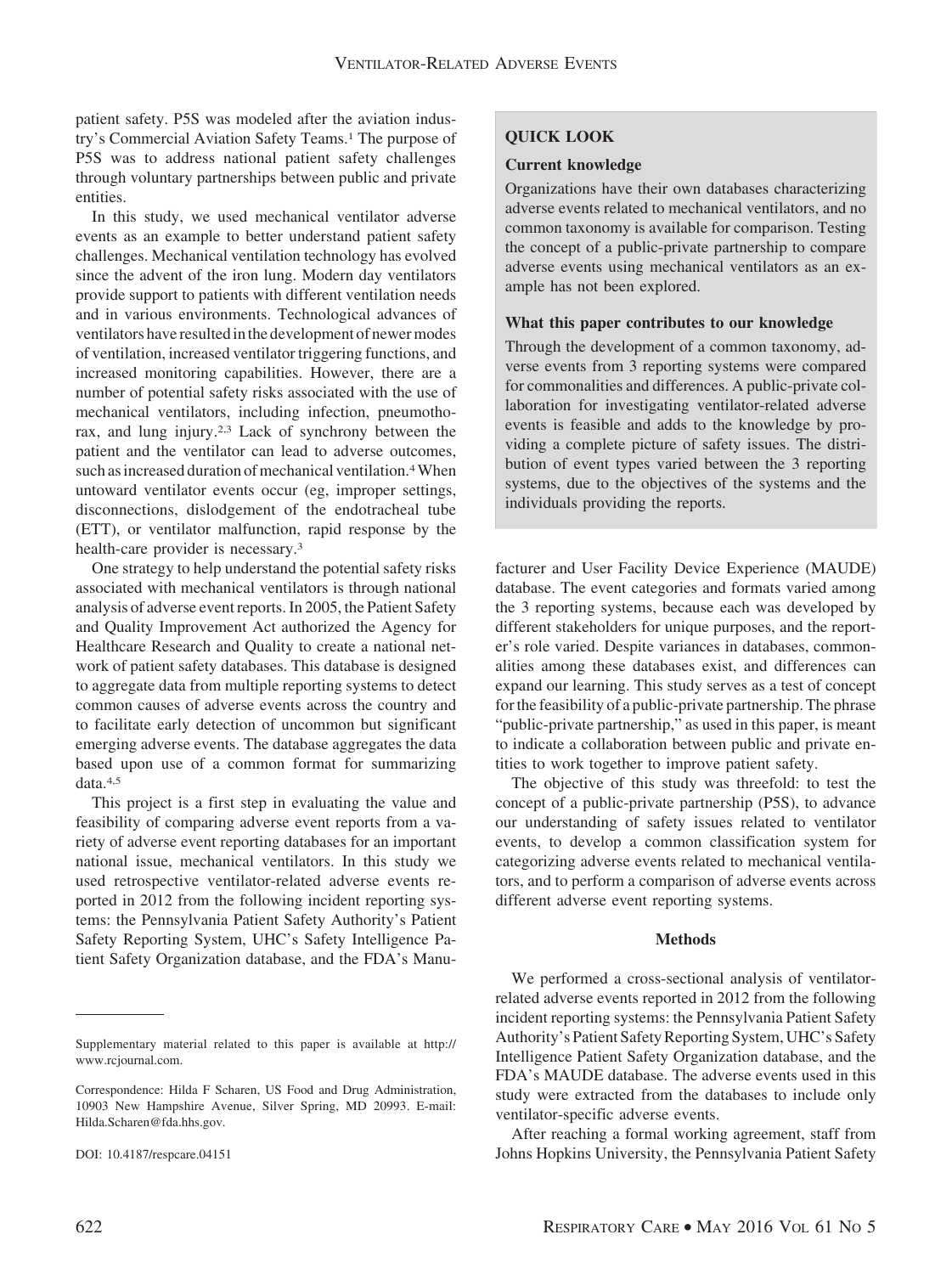patient safety. P5S was modeled after the aviation industry's Commercial Aviation Safety Teams.[1] The purpose of P5S was to address national patient safety challenges through voluntary partnerships between public and private entities.

In this study, we used mechanical ventilator adverse events as an example to better understand patient safety challenges. Mechanical ventilation technology has evolved since the advent of the iron lung. Modern day ventilators provide support to patients with different ventilation needs and in various environments. Technological advances of ventilators have resulted in the development of newer modes of ventilation, increased ventilator triggering functions, and increased monitoring capabilities. However, there are a number of potential safety risks associated with the use of mechanical ventilators, including infection, pneumothorax, and lung injury.[2,3] Lack of synchrony between the patient and the ventilator can lead to adverse outcomes, such as increased duration of mechanical ventilation.[4] When untoward ventilator events occur (eg, improper settings, disconnections, dislodgement of the endotracheal tube (ETT), or ventilator malfunction, rapid response by the health-care provider is necessary.[3]

One strategy to help understand the potential safety risks associated with mechanical ventilators is through national analysis of adverse event reports. In 2005, the Patient Safety and Quality Improvement Act authorized the Agency for Healthcare Research and Quality to create a national network of patient safety databases. This database is designed to aggregate data from multiple reporting systems to detect common causes of adverse events across the country and to facilitate early detection of uncommon but significant emerging adverse events. The database aggregates the data based upon use of a common format for summarizing data.[4,5]

This project is a first step in evaluating the value and feasibility of comparing adverse event reports from a variety of adverse event reporting databases for an important national issue, mechanical ventilators. In this study we used retrospective ventilator-related adverse events reported in 2012 from the following incident reporting systems: the Pennsylvania Patient Safety Authority's Patient Safety Reporting System, UHC's Safety Intelligence Patient Safety Organization database, and the FDA's Manufacturer and User Facility Device Experience (MAUDE) database. The event categories and formats varied among the 3 reporting systems, because each was developed by different stakeholders for unique purposes, and the reporter's role varied. Despite variances in databases, commonalities among these databases exist, and differences can expand our learning. This study serves as a test of concept for the feasibility of a public-private partnership. The phrase "public-private partnership," as used in this paper, is meant to indicate a collaboration between public and private entities to work together to improve patient safety.

> **QUICK LOOK**
>
> **Current knowledge**
>
> Organizations have their own databases characterizing adverse events related to mechanical ventilators, and no common taxonomy is available for comparison. Testing the concept of a public-private partnership to compare adverse events using mechanical ventilators as an example has not been explored.
>
> **What this paper contributes to our knowledge**
>
> Through the development of a common taxonomy, adverse events from 3 reporting systems were compared for commonalities and differences. A public-private collaboration for investigating ventilator-related adverse events is feasible and adds to the knowledge by providing a complete picture of safety issues. The distribution of event types varied between the 3 reporting systems, due to the objectives of the systems and the individuals providing the reports.

The objective of this study was threefold: to test the concept of a public-private partnership (P5S), to advance our understanding of safety issues related to ventilator events, to develop a common classification system for categorizing adverse events related to mechanical ventilators, and to perform a comparison of adverse events across different adverse event reporting systems.

## Methods

We performed a cross-sectional analysis of ventilator-related adverse events reported in 2012 from the following incident reporting systems: the Pennsylvania Patient Safety Authority's Patient Safety Reporting System, UHC's Safety Intelligence Patient Safety Organization database, and the FDA's MAUDE database. The adverse events used in this study were extracted from the databases to include only ventilator-specific adverse events.

After reaching a formal working agreement, staff from Johns Hopkins University, the Pennsylvania Patient Safety

---

Supplementary material related to this paper is available at http://www.rcjournal.com.

Correspondence: Hilda F Scharen, US Food and Drug Administration, 10903 New Hampshire Avenue, Silver Spring, MD 20993. E-mail: Hilda.Scharen@fda.hhs.gov.

DOI: 10.4187/respcare.04151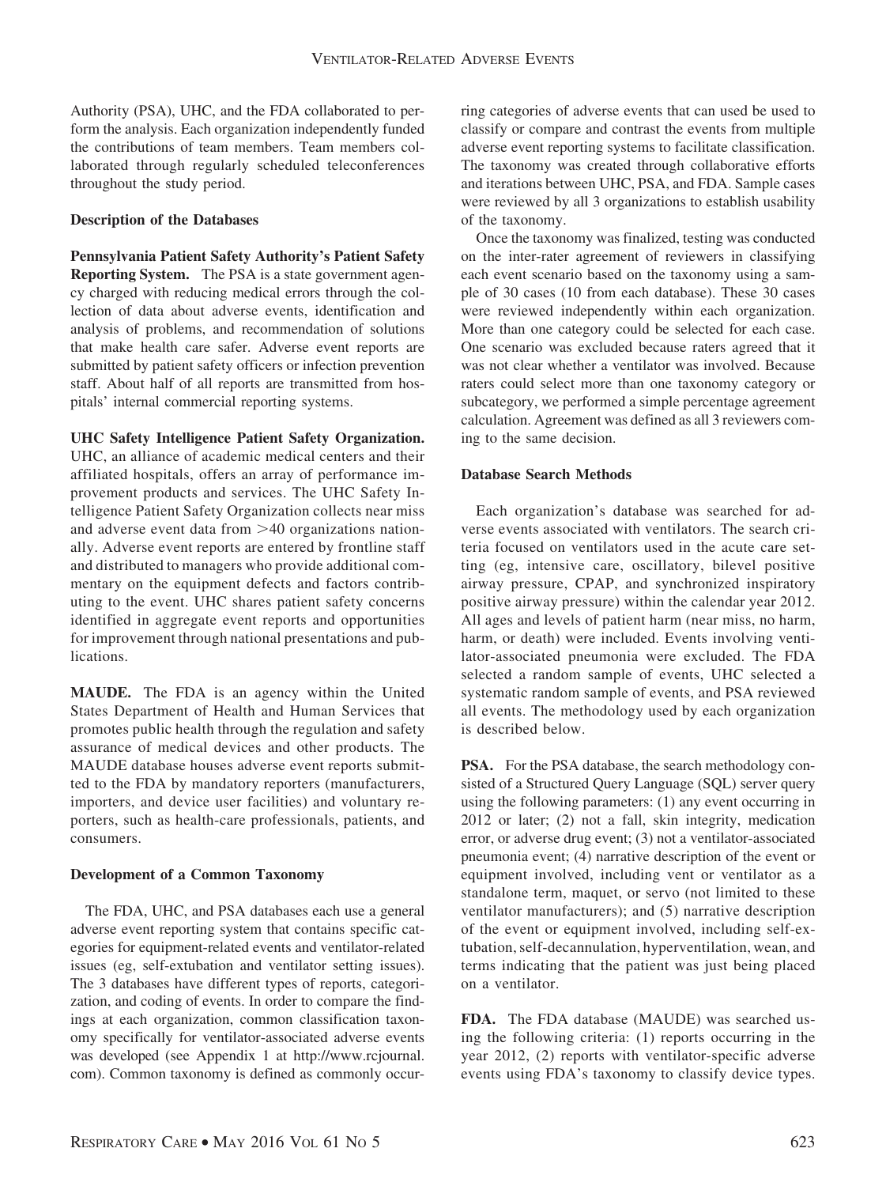Authority (PSA), UHC, and the FDA collaborated to perform the analysis. Each organization independently funded the contributions of team members. Team members collaborated through regularly scheduled teleconferences throughout the study period.

### Description of the Databases

**Pennsylvania Patient Safety Authority's Patient Safety Reporting System.** The PSA is a state government agency charged with reducing medical errors through the collection of data about adverse events, identification and analysis of problems, and recommendation of solutions that make health care safer. Adverse event reports are submitted by patient safety officers or infection prevention staff. About half of all reports are transmitted from hospitals' internal commercial reporting systems.

**UHC Safety Intelligence Patient Safety Organization.** UHC, an alliance of academic medical centers and their affiliated hospitals, offers an array of performance improvement products and services. The UHC Safety Intelligence Patient Safety Organization collects near miss and adverse event data from >40 organizations nationally. Adverse event reports are entered by frontline staff and distributed to managers who provide additional commentary on the equipment defects and factors contributing to the event. UHC shares patient safety concerns identified in aggregate event reports and opportunities for improvement through national presentations and publications.

**MAUDE.** The FDA is an agency within the United States Department of Health and Human Services that promotes public health through the regulation and safety assurance of medical devices and other products. The MAUDE database houses adverse event reports submitted to the FDA by mandatory reporters (manufacturers, importers, and device user facilities) and voluntary reporters, such as health-care professionals, patients, and consumers.

### Development of a Common Taxonomy

The FDA, UHC, and PSA databases each use a general adverse event reporting system that contains specific categories for equipment-related events and ventilator-related issues (eg, self-extubation and ventilator setting issues). The 3 databases have different types of reports, categorization, and coding of events. In order to compare the findings at each organization, common classification taxonomy specifically for ventilator-associated adverse events was developed (see Appendix 1 at http://www.rcjournal.com). Common taxonomy is defined as commonly occurring categories of adverse events that can used be used to classify or compare and contrast the events from multiple adverse event reporting systems to facilitate classification. The taxonomy was created through collaborative efforts and iterations between UHC, PSA, and FDA. Sample cases were reviewed by all 3 organizations to establish usability of the taxonomy.

Once the taxonomy was finalized, testing was conducted on the inter-rater agreement of reviewers in classifying each event scenario based on the taxonomy using a sample of 30 cases (10 from each database). These 30 cases were reviewed independently within each organization. More than one category could be selected for each case. One scenario was excluded because raters agreed that it was not clear whether a ventilator was involved. Because raters could select more than one taxonomy category or subcategory, we performed a simple percentage agreement calculation. Agreement was defined as all 3 reviewers coming to the same decision.

### Database Search Methods

Each organization's database was searched for adverse events associated with ventilators. The search criteria focused on ventilators used in the acute care setting (eg, intensive care, oscillatory, bilevel positive airway pressure, CPAP, and synchronized inspiratory positive airway pressure) within the calendar year 2012. All ages and levels of patient harm (near miss, no harm, harm, or death) were included. Events involving ventilator-associated pneumonia were excluded. The FDA selected a random sample of events, UHC selected a systematic random sample of events, and PSA reviewed all events. The methodology used by each organization is described below.

**PSA.** For the PSA database, the search methodology consisted of a Structured Query Language (SQL) server query using the following parameters: (1) any event occurring in 2012 or later; (2) not a fall, skin integrity, medication error, or adverse drug event; (3) not a ventilator-associated pneumonia event; (4) narrative description of the event or equipment involved, including vent or ventilator as a standalone term, maquet, or servo (not limited to these ventilator manufacturers); and (5) narrative description of the event or equipment involved, including self-extubation, self-decannulation, hyperventilation, wean, and terms indicating that the patient was just being placed on a ventilator.

**FDA.** The FDA database (MAUDE) was searched using the following criteria: (1) reports occurring in the year 2012, (2) reports with ventilator-specific adverse events using FDA's taxonomy to classify device types.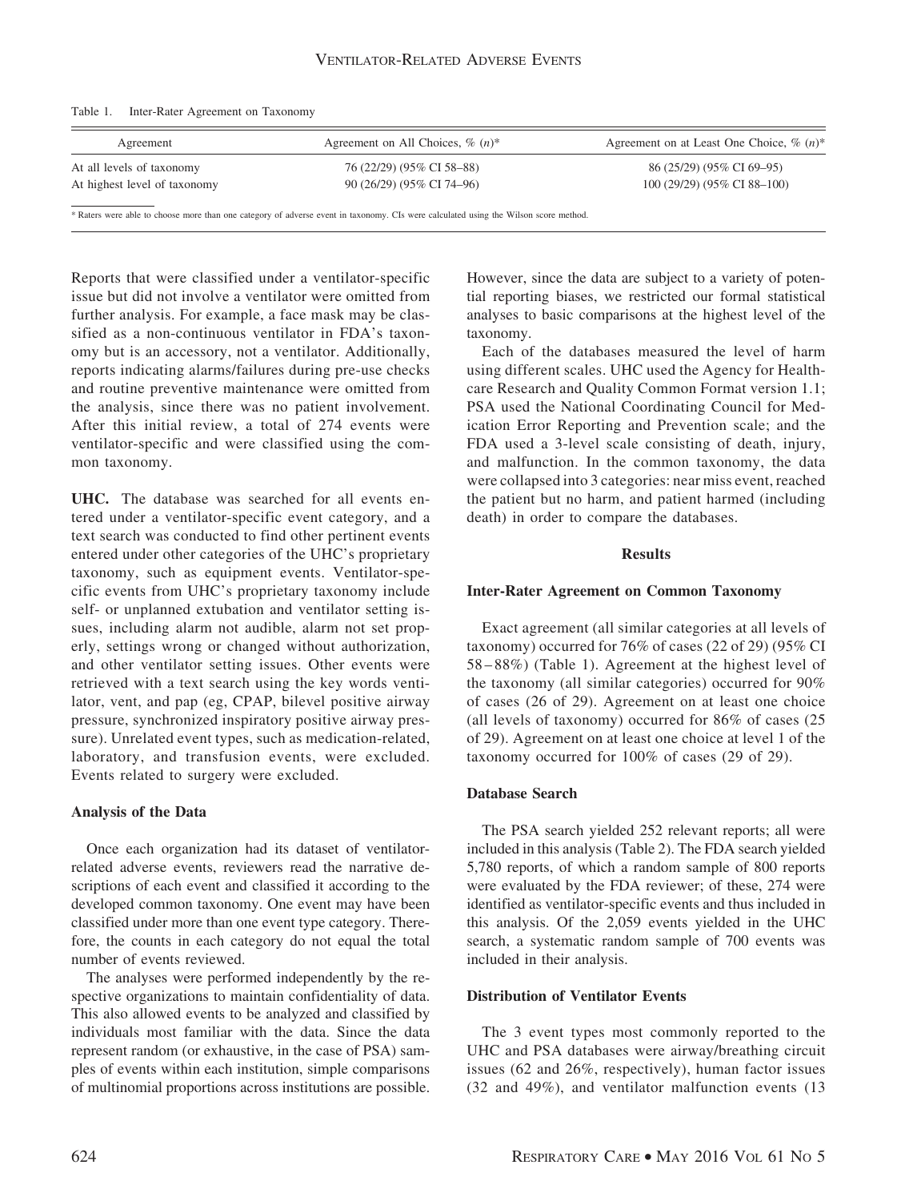Table 1. Inter-Rater Agreement on Taxonomy

| Agreement | Agreement on All Choices, % (n)* | Agreement on at Least One Choice, % (n)* |
|---|---|---|
| At all levels of taxonomy | 76 (22/29) (95% CI 58–88) | 86 (25/29) (95% CI 69–95) |
| At highest level of taxonomy | 90 (26/29) (95% CI 74–96) | 100 (29/29) (95% CI 88–100) |

* Raters were able to choose more than one category of adverse event in taxonomy. CIs were calculated using the Wilson score method.

Reports that were classified under a ventilator-specific issue but did not involve a ventilator were omitted from further analysis. For example, a face mask may be classified as a non-continuous ventilator in FDA's taxonomy but is an accessory, not a ventilator. Additionally, reports indicating alarms/failures during pre-use checks and routine preventive maintenance were omitted from the analysis, since there was no patient involvement. After this initial review, a total of 274 events were ventilator-specific and were classified using the common taxonomy.

**UHC.** The database was searched for all events entered under a ventilator-specific event category, and a text search was conducted to find other pertinent events entered under other categories of the UHC's proprietary taxonomy, such as equipment events. Ventilator-specific events from UHC's proprietary taxonomy include self- or unplanned extubation and ventilator setting issues, including alarm not audible, alarm not set properly, settings wrong or changed without authorization, and other ventilator setting issues. Other events were retrieved with a text search using the key words ventilator, vent, and pap (eg, CPAP, bilevel positive airway pressure, synchronized inspiratory positive airway pressure). Unrelated event types, such as medication-related, laboratory, and transfusion events, were excluded. Events related to surgery were excluded.

### Analysis of the Data

Once each organization had its dataset of ventilator-related adverse events, reviewers read the narrative descriptions of each event and classified it according to the developed common taxonomy. One event may have been classified under more than one event type category. Therefore, the counts in each category do not equal the total number of events reviewed.

The analyses were performed independently by the respective organizations to maintain confidentiality of data. This also allowed events to be analyzed and classified by individuals most familiar with the data. Since the data represent random (or exhaustive, in the case of PSA) samples of events within each institution, simple comparisons of multinomial proportions across institutions are possible. However, since the data are subject to a variety of potential reporting biases, we restricted our formal statistical analyses to basic comparisons at the highest level of the taxonomy.

Each of the databases measured the level of harm using different scales. UHC used the Agency for Healthcare Research and Quality Common Format version 1.1; PSA used the National Coordinating Council for Medication Error Reporting and Prevention scale; and the FDA used a 3-level scale consisting of death, injury, and malfunction. In the common taxonomy, the data were collapsed into 3 categories: near miss event, reached the patient but no harm, and patient harmed (including death) in order to compare the databases.

## Results

### Inter-Rater Agreement on Common Taxonomy

Exact agreement (all similar categories at all levels of taxonomy) occurred for 76% of cases (22 of 29) (95% CI 58–88%) (Table 1). Agreement at the highest level of the taxonomy (all similar categories) occurred for 90% of cases (26 of 29). Agreement on at least one choice (all levels of taxonomy) occurred for 86% of cases (25 of 29). Agreement on at least one choice at level 1 of the taxonomy occurred for 100% of cases (29 of 29).

### Database Search

The PSA search yielded 252 relevant reports; all were included in this analysis (Table 2). The FDA search yielded 5,780 reports, of which a random sample of 800 reports were evaluated by the FDA reviewer; of these, 274 were identified as ventilator-specific events and thus included in this analysis. Of the 2,059 events yielded in the UHC search, a systematic random sample of 700 events was included in their analysis.

### Distribution of Ventilator Events

The 3 event types most commonly reported to the UHC and PSA databases were airway/breathing circuit issues (62 and 26%, respectively), human factor issues (32 and 49%), and ventilator malfunction events (13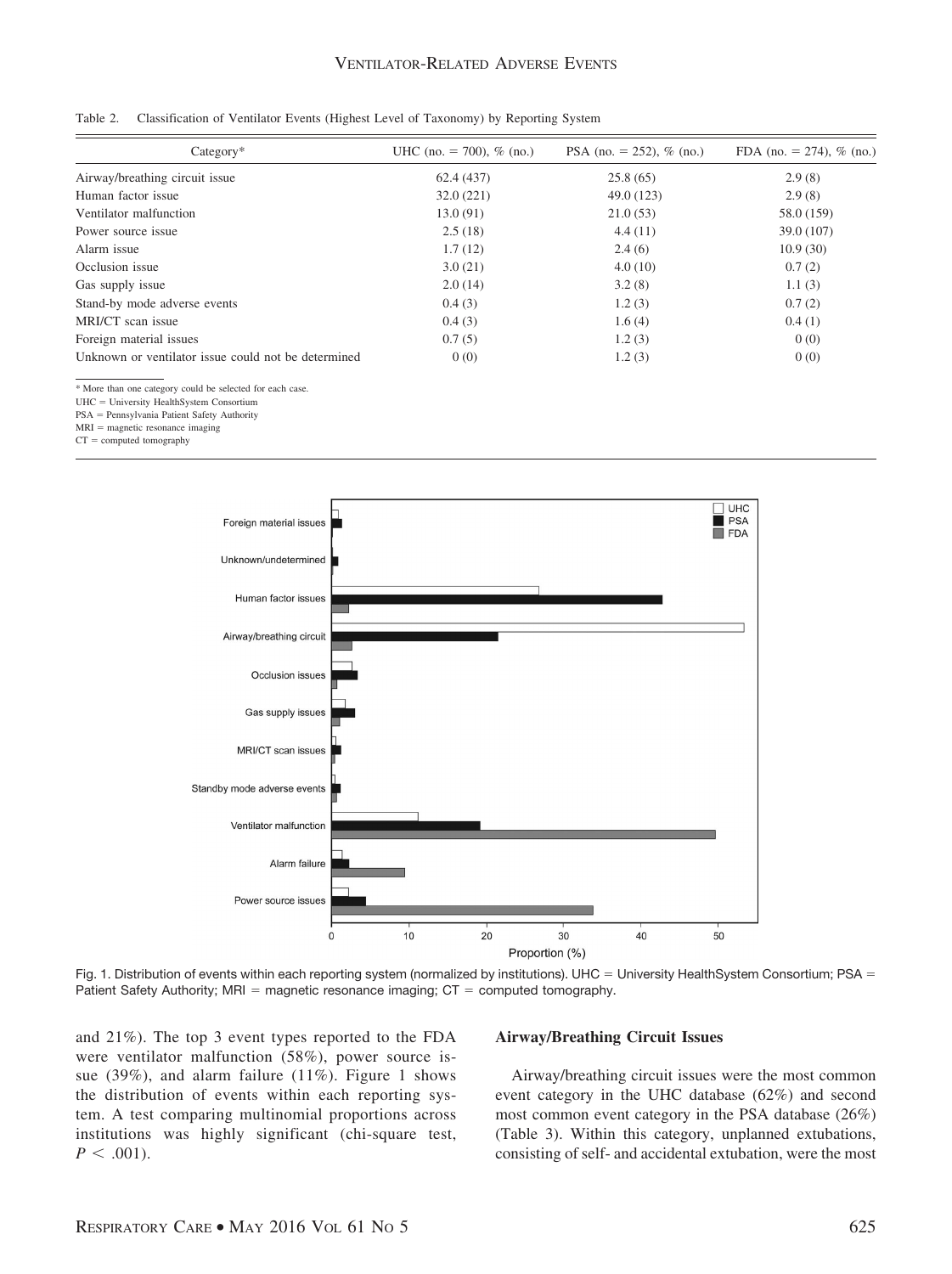Table 2. Classification of Ventilator Events (Highest Level of Taxonomy) by Reporting System

| Category* | UHC (no. = 700), % (no.) | PSA (no. = 252), % (no.) | FDA (no. = 274), % (no.) |
|---|---|---|---|
| Airway/breathing circuit issue | 62.4 (437) | 25.8 (65) | 2.9 (8) |
| Human factor issue | 32.0 (221) | 49.0 (123) | 2.9 (8) |
| Ventilator malfunction | 13.0 (91) | 21.0 (53) | 58.0 (159) |
| Power source issue | 2.5 (18) | 4.4 (11) | 39.0 (107) |
| Alarm issue | 1.7 (12) | 2.4 (6) | 10.9 (30) |
| Occlusion issue | 3.0 (21) | 4.0 (10) | 0.7 (2) |
| Gas supply issue | 2.0 (14) | 3.2 (8) | 1.1 (3) |
| Stand-by mode adverse events | 0.4 (3) | 1.2 (3) | 0.7 (2) |
| MRI/CT scan issue | 0.4 (3) | 1.6 (4) | 0.4 (1) |
| Foreign material issues | 0.7 (5) | 1.2 (3) | 0 (0) |
| Unknown or ventilator issue could not be determined | 0 (0) | 1.2 (3) | 0 (0) |

\* More than one category could be selected for each case.
UHC = University HealthSystem Consortium
PSA = Pennsylvania Patient Safety Authority
MRI = magnetic resonance imaging
CT = computed tomography

Fig. 1. Distribution of events within each reporting system (normalized by institutions). UHC = University HealthSystem Consortium; PSA = Patient Safety Authority; MRI = magnetic resonance imaging; CT = computed tomography.

and 21%). The top 3 event types reported to the FDA were ventilator malfunction (58%), power source issue (39%), and alarm failure (11%). Figure 1 shows the distribution of events within each reporting system. A test comparing multinomial proportions across institutions was highly significant (chi-square test, $P < .001$).

### Airway/Breathing Circuit Issues

Airway/breathing circuit issues were the most common event category in the UHC database (62%) and second most common event category in the PSA database (26%) (Table 3). Within this category, unplanned extubations, consisting of self- and accidental extubation, were the most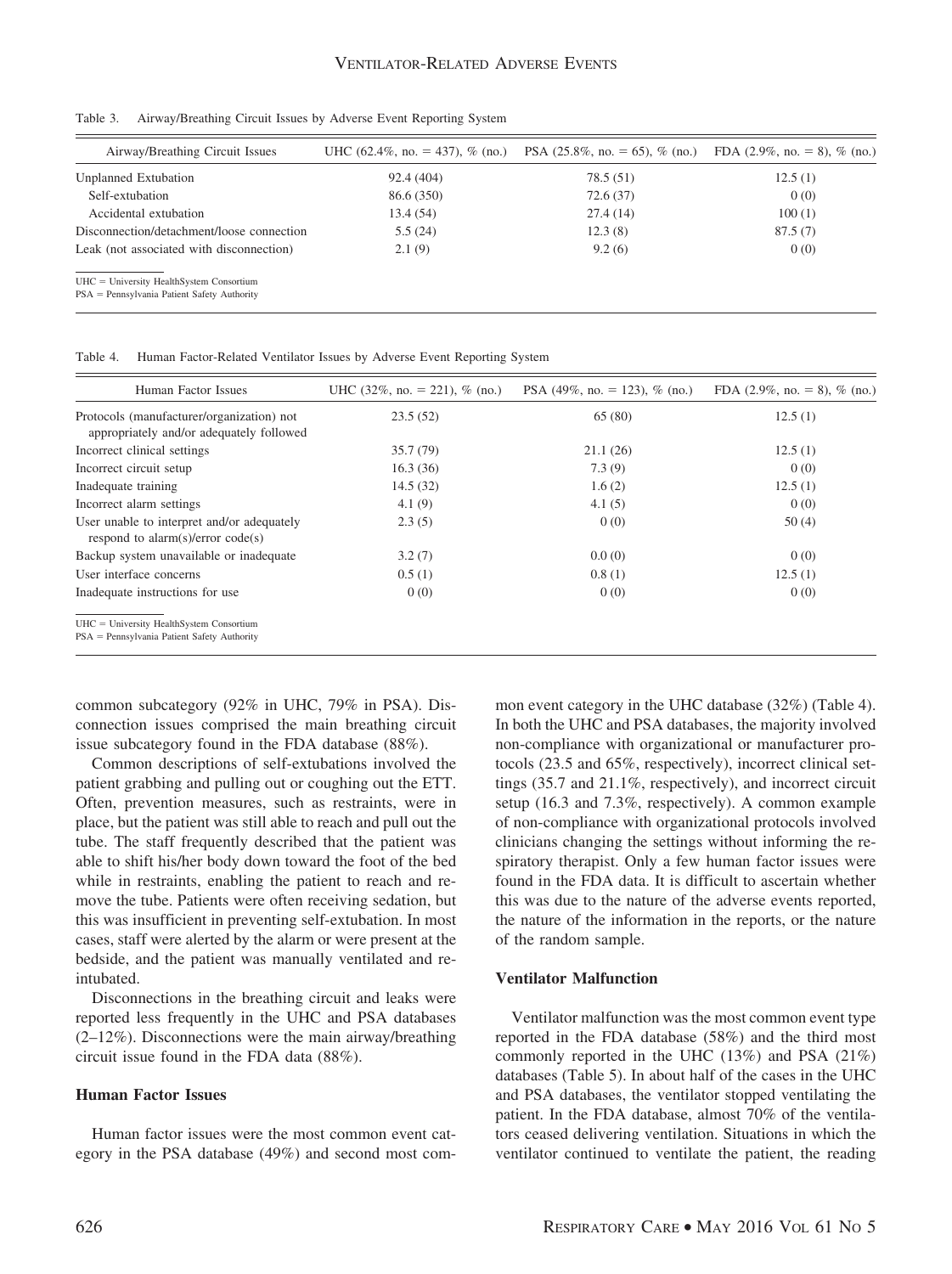Table 3. Airway/Breathing Circuit Issues by Adverse Event Reporting System

| Airway/Breathing Circuit Issues | UHC (62.4%, no. = 437), % (no.) | PSA (25.8%, no. = 65), % (no.) | FDA (2.9%, no. = 8), % (no.) |
|---|---|---|---|
| Unplanned Extubation | 92.4 (404) | 78.5 (51) | 12.5 (1) |
| Self-extubation | 86.6 (350) | 72.6 (37) | 0 (0) |
| Accidental extubation | 13.4 (54) | 27.4 (14) | 100 (1) |
| Disconnection/detachment/loose connection | 5.5 (24) | 12.3 (8) | 87.5 (7) |
| Leak (not associated with disconnection) | 2.1 (9) | 9.2 (6) | 0 (0) |

UHC = University HealthSystem Consortium
PSA = Pennsylvania Patient Safety Authority

Table 4. Human Factor-Related Ventilator Issues by Adverse Event Reporting System

| Human Factor Issues | UHC (32%, no. = 221), % (no.) | PSA (49%, no. = 123), % (no.) | FDA (2.9%, no. = 8), % (no.) |
|---|---|---|---|
| Protocols (manufacturer/organization) not appropriately and/or adequately followed | 23.5 (52) | 65 (80) | 12.5 (1) |
| Incorrect clinical settings | 35.7 (79) | 21.1 (26) | 12.5 (1) |
| Incorrect circuit setup | 16.3 (36) | 7.3 (9) | 0 (0) |
| Inadequate training | 14.5 (32) | 1.6 (2) | 12.5 (1) |
| Incorrect alarm settings | 4.1 (9) | 4.1 (5) | 0 (0) |
| User unable to interpret and/or adequately respond to alarm(s)/error code(s) | 2.3 (5) | 0 (0) | 50 (4) |
| Backup system unavailable or inadequate | 3.2 (7) | 0.0 (0) | 0 (0) |
| User interface concerns | 0.5 (1) | 0.8 (1) | 12.5 (1) |
| Inadequate instructions for use | 0 (0) | 0 (0) | 0 (0) |

UHC = University HealthSystem Consortium
PSA = Pennsylvania Patient Safety Authority

common subcategory (92% in UHC, 79% in PSA). Disconnection issues comprised the main breathing circuit issue subcategory found in the FDA database (88%).

Common descriptions of self-extubations involved the patient grabbing and pulling out or coughing out the ETT. Often, prevention measures, such as restraints, were in place, but the patient was still able to reach and pull out the tube. The staff frequently described that the patient was able to shift his/her body down toward the foot of the bed while in restraints, enabling the patient to reach and remove the tube. Patients were often receiving sedation, but this was insufficient in preventing self-extubation. In most cases, staff were alerted by the alarm or were present at the bedside, and the patient was manually ventilated and re-intubated.

Disconnections in the breathing circuit and leaks were reported less frequently in the UHC and PSA databases (2–12%). Disconnections were the main airway/breathing circuit issue found in the FDA data (88%).

### Human Factor Issues

Human factor issues were the most common event category in the PSA database (49%) and second most common event category in the UHC database (32%) (Table 4). In both the UHC and PSA databases, the majority involved non-compliance with organizational or manufacturer protocols (23.5 and 65%, respectively), incorrect clinical settings (35.7 and 21.1%, respectively), and incorrect circuit setup (16.3 and 7.3%, respectively). A common example of non-compliance with organizational protocols involved clinicians changing the settings without informing the respiratory therapist. Only a few human factor issues were found in the FDA data. It is difficult to ascertain whether this was due to the nature of the adverse events reported, the nature of the information in the reports, or the nature of the random sample.

### Ventilator Malfunction

Ventilator malfunction was the most common event type reported in the FDA database (58%) and the third most commonly reported in the UHC (13%) and PSA (21%) databases (Table 5). In about half of the cases in the UHC and PSA databases, the ventilator stopped ventilating the patient. In the FDA database, almost 70% of the ventilators ceased delivering ventilation. Situations in which the ventilator continued to ventilate the patient, the reading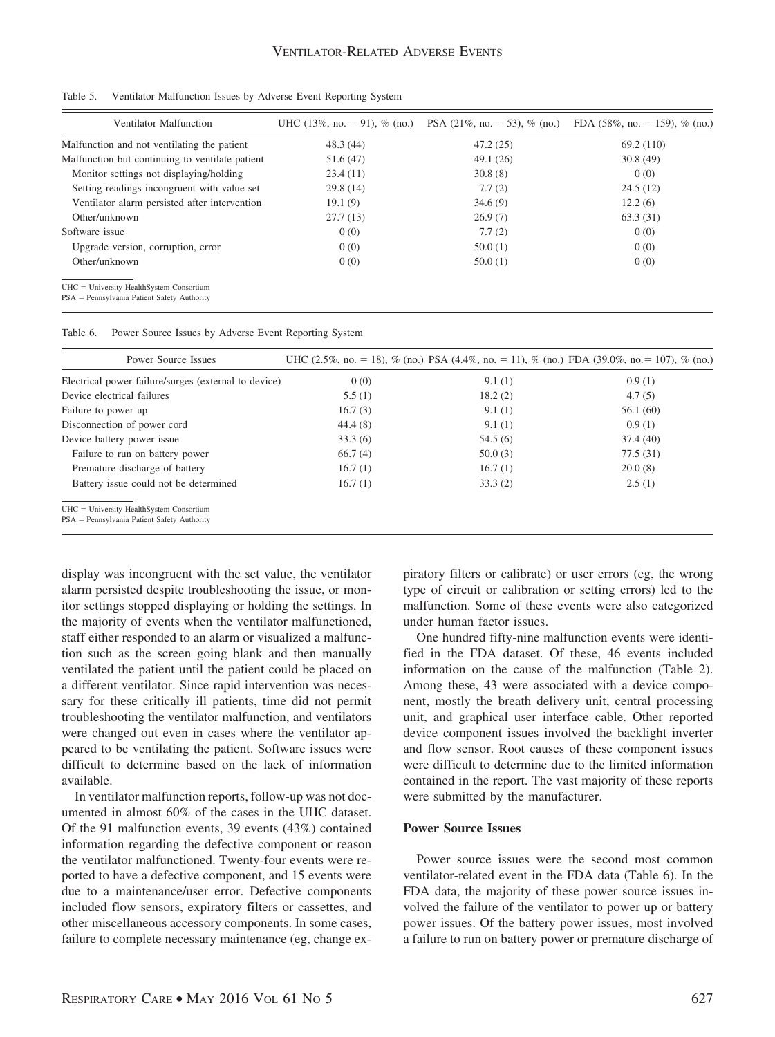Table 5. Ventilator Malfunction Issues by Adverse Event Reporting System

| Ventilator Malfunction | UHC (13%, no. = 91), % (no.) | PSA (21%, no. = 53), % (no.) | FDA (58%, no. = 159), % (no.) |
|---|---|---|---|
| Malfunction and not ventilating the patient | 48.3 (44) | 47.2 (25) | 69.2 (110) |
| Malfunction but continuing to ventilate patient | 51.6 (47) | 49.1 (26) | 30.8 (49) |
| Monitor settings not displaying/holding | 23.4 (11) | 30.8 (8) | 0 (0) |
| Setting readings incongruent with value set | 29.8 (14) | 7.7 (2) | 24.5 (12) |
| Ventilator alarm persisted after intervention | 19.1 (9) | 34.6 (9) | 12.2 (6) |
| Other/unknown | 27.7 (13) | 26.9 (7) | 63.3 (31) |
| Software issue | 0 (0) | 7.7 (2) | 0 (0) |
| Upgrade version, corruption, error | 0 (0) | 50.0 (1) | 0 (0) |
| Other/unknown | 0 (0) | 50.0 (1) | 0 (0) |

UHC = University HealthSystem Consortium
PSA = Pennsylvania Patient Safety Authority

Table 6. Power Source Issues by Adverse Event Reporting System

| Power Source Issues | UHC (2.5%, no. = 18), % (no.) | PSA (4.4%, no. = 11), % (no.) | FDA (39.0%, no. = 107), % (no.) |
|---|---|---|---|
| Electrical power failure/surges (external to device) | 0 (0) | 9.1 (1) | 0.9 (1) |
| Device electrical failures | 5.5 (1) | 18.2 (2) | 4.7 (5) |
| Failure to power up | 16.7 (3) | 9.1 (1) | 56.1 (60) |
| Disconnection of power cord | 44.4 (8) | 9.1 (1) | 0.9 (1) |
| Device battery power issue | 33.3 (6) | 54.5 (6) | 37.4 (40) |
| Failure to run on battery power | 66.7 (4) | 50.0 (3) | 77.5 (31) |
| Premature discharge of battery | 16.7 (1) | 16.7 (1) | 20.0 (8) |
| Battery issue could not be determined | 16.7 (1) | 33.3 (2) | 2.5 (1) |

UHC = University HealthSystem Consortium
PSA = Pennsylvania Patient Safety Authority

display was incongruent with the set value, the ventilator alarm persisted despite troubleshooting the issue, or monitor settings stopped displaying or holding the settings. In the majority of events when the ventilator malfunctioned, staff either responded to an alarm or visualized a malfunction such as the screen going blank and then manually ventilated the patient until the patient could be placed on a different ventilator. Since rapid intervention was necessary for these critically ill patients, time did not permit troubleshooting the ventilator malfunction, and ventilators were changed out even in cases where the ventilator appeared to be ventilating the patient. Software issues were difficult to determine based on the lack of information available.

In ventilator malfunction reports, follow-up was not documented in almost 60% of the cases in the UHC dataset. Of the 91 malfunction events, 39 events (43%) contained information regarding the defective component or reason the ventilator malfunctioned. Twenty-four events were reported to have a defective component, and 15 events were due to a maintenance/user error. Defective components included flow sensors, expiratory filters or cassettes, and other miscellaneous accessory components. In some cases, failure to complete necessary maintenance (eg, change expiratory filters or calibrate) or user errors (eg, the wrong type of circuit or calibration or setting errors) led to the malfunction. Some of these events were also categorized under human factor issues.

One hundred fifty-nine malfunction events were identified in the FDA dataset. Of these, 46 events included information on the cause of the malfunction (Table 2). Among these, 43 were associated with a device component, mostly the breath delivery unit, central processing unit, and graphical user interface cable. Other reported device component issues involved the backlight inverter and flow sensor. Root causes of these component issues were difficult to determine due to the limited information contained in the report. The vast majority of these reports were submitted by the manufacturer.

### Power Source Issues

Power source issues were the second most common ventilator-related event in the FDA data (Table 6). In the FDA data, the majority of these power source issues involved the failure of the ventilator to power up or battery power issues. Of the battery power issues, most involved a failure to run on battery power or premature discharge of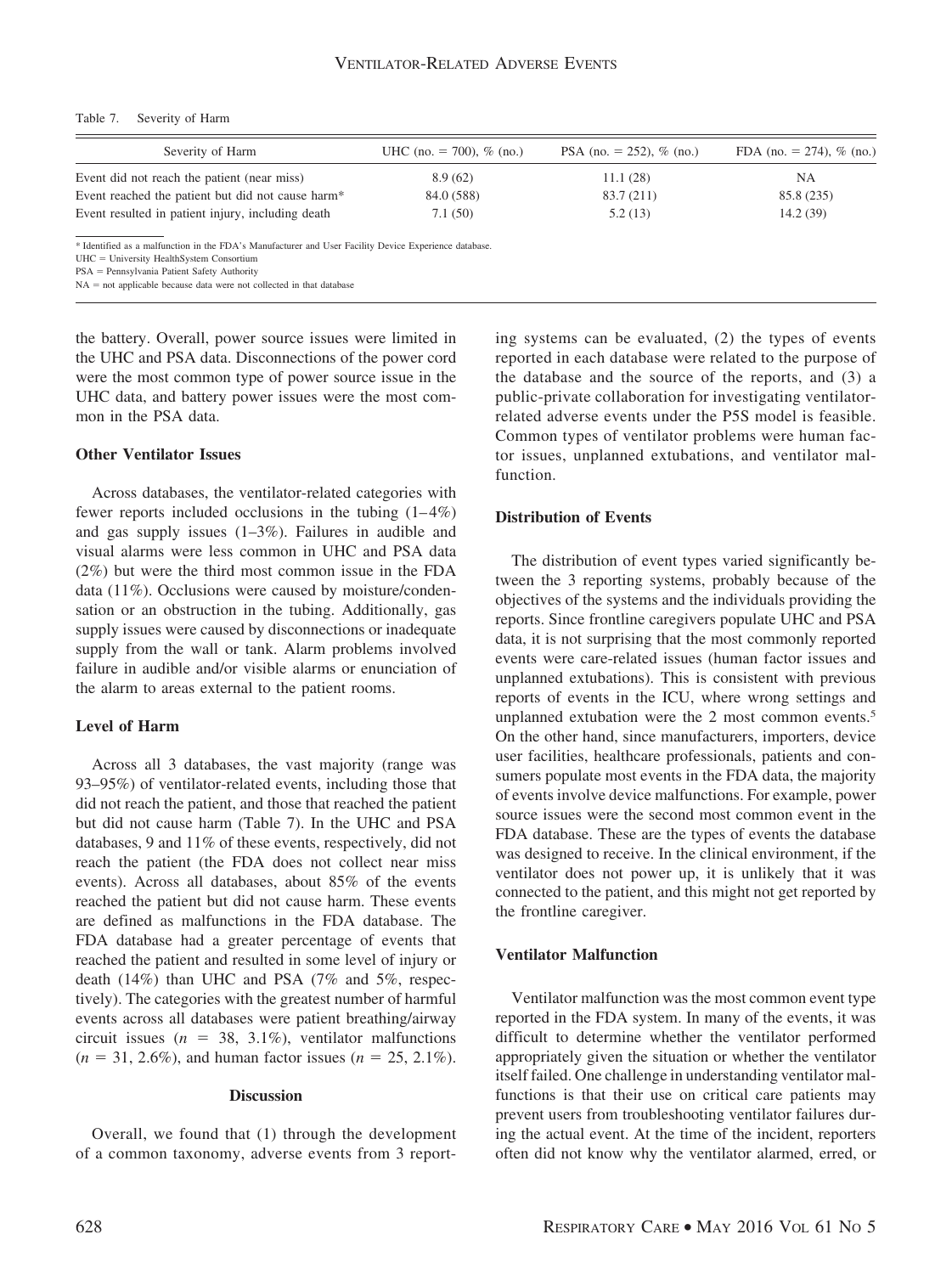Table 7. Severity of Harm

| Severity of Harm | UHC (no. = 700), % (no.) | PSA (no. = 252), % (no.) | FDA (no. = 274), % (no.) |
|---|---|---|---|
| Event did not reach the patient (near miss) | 8.9 (62) | 11.1 (28) | NA |
| Event reached the patient but did not cause harm* | 84.0 (588) | 83.7 (211) | 85.8 (235) |
| Event resulted in patient injury, including death | 7.1 (50) | 5.2 (13) | 14.2 (39) |

\* Identified as a malfunction in the FDA's Manufacturer and User Facility Device Experience database.
UHC = University HealthSystem Consortium
PSA = Pennsylvania Patient Safety Authority
NA = not applicable because data were not collected in that database

the battery. Overall, power source issues were limited in the UHC and PSA data. Disconnections of the power cord were the most common type of power source issue in the UHC data, and battery power issues were the most common in the PSA data.

**Other Ventilator Issues**

Across databases, the ventilator-related categories with fewer reports included occlusions in the tubing (1–4%) and gas supply issues (1–3%). Failures in audible and visual alarms were less common in UHC and PSA data (2%) but were the third most common issue in the FDA data (11%). Occlusions were caused by moisture/condensation or an obstruction in the tubing. Additionally, gas supply issues were caused by disconnections or inadequate supply from the wall or tank. Alarm problems involved failure in audible and/or visible alarms or enunciation of the alarm to areas external to the patient rooms.

**Level of Harm**

Across all 3 databases, the vast majority (range was 93–95%) of ventilator-related events, including those that did not reach the patient, and those that reached the patient but did not cause harm (Table 7). In the UHC and PSA databases, 9 and 11% of these events, respectively, did not reach the patient (the FDA does not collect near miss events). Across all databases, about 85% of the events reached the patient but did not cause harm. These events are defined as malfunctions in the FDA database. The FDA database had a greater percentage of events that reached the patient and resulted in some level of injury or death (14%) than UHC and PSA (7% and 5%, respectively). The categories with the greatest number of harmful events across all databases were patient breathing/airway circuit issues ($n$ = 38, 3.1%), ventilator malfunctions ($n$ = 31, 2.6%), and human factor issues ($n$ = 25, 2.1%).

## Discussion

Overall, we found that (1) through the development of a common taxonomy, adverse events from 3 reporting systems can be evaluated, (2) the types of events reported in each database were related to the purpose of the database and the source of the reports, and (3) a public-private collaboration for investigating ventilator-related adverse events under the P5S model is feasible. Common types of ventilator problems were human factor issues, unplanned extubations, and ventilator malfunction.

**Distribution of Events**

The distribution of event types varied significantly between the 3 reporting systems, probably because of the objectives of the systems and the individuals providing the reports. Since frontline caregivers populate UHC and PSA data, it is not surprising that the most commonly reported events were care-related issues (human factor issues and unplanned extubations). This is consistent with previous reports of events in the ICU, where wrong settings and unplanned extubation were the 2 most common events.[5] On the other hand, since manufacturers, importers, device user facilities, healthcare professionals, patients and consumers populate most events in the FDA data, the majority of events involve device malfunctions. For example, power source issues were the second most common event in the FDA database. These are the types of events the database was designed to receive. In the clinical environment, if the ventilator does not power up, it is unlikely that it was connected to the patient, and this might not get reported by the frontline caregiver.

**Ventilator Malfunction**

Ventilator malfunction was the most common event type reported in the FDA system. In many of the events, it was difficult to determine whether the ventilator performed appropriately given the situation or whether the ventilator itself failed. One challenge in understanding ventilator malfunctions is that their use on critical care patients may prevent users from troubleshooting ventilator failures during the actual event. At the time of the incident, reporters often did not know why the ventilator alarmed, erred, or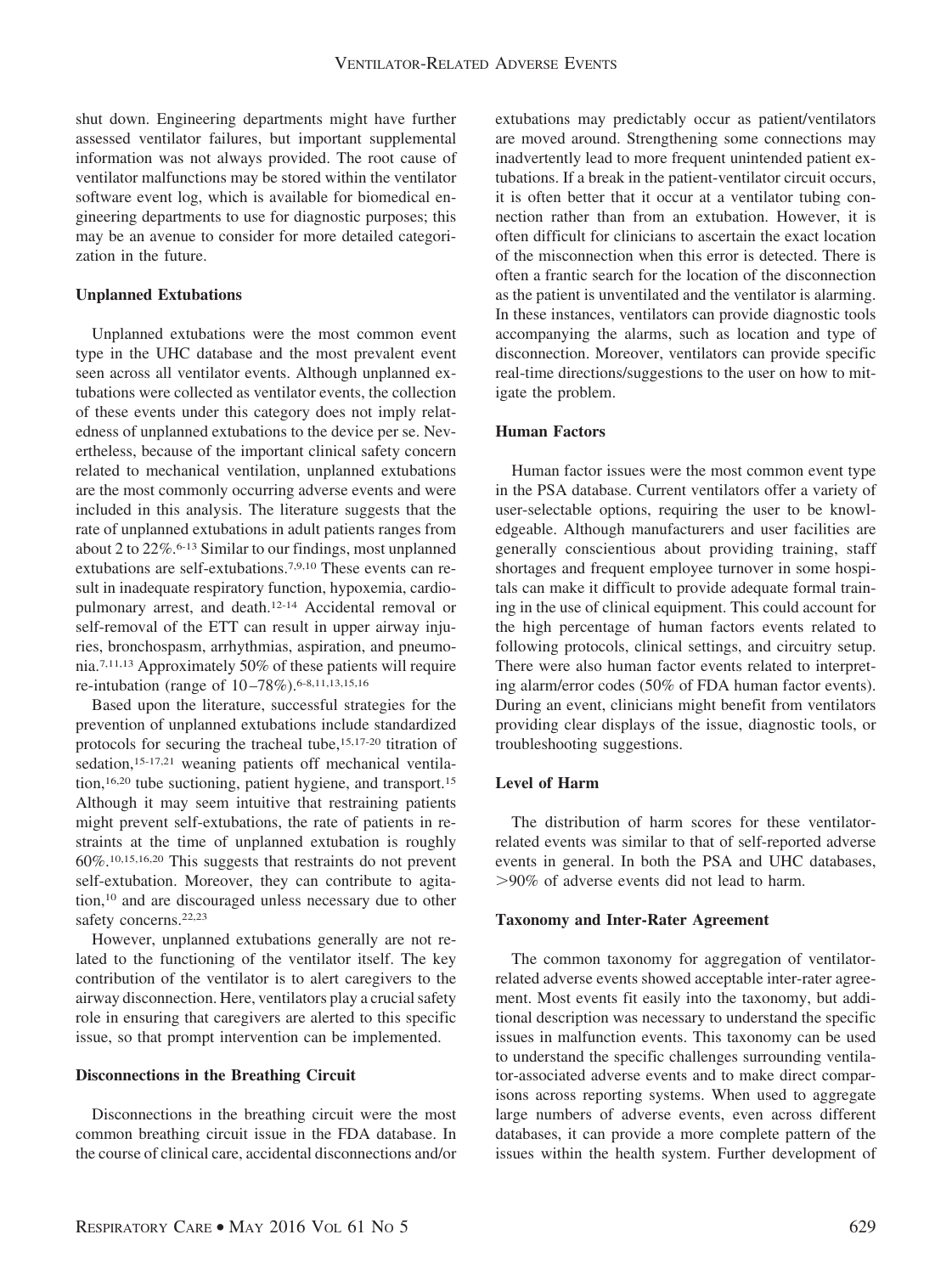shut down. Engineering departments might have further assessed ventilator failures, but important supplemental information was not always provided. The root cause of ventilator malfunctions may be stored within the ventilator software event log, which is available for biomedical engineering departments to use for diagnostic purposes; this may be an avenue to consider for more detailed categorization in the future.

### Unplanned Extubations

Unplanned extubations were the most common event type in the UHC database and the most prevalent event seen across all ventilator events. Although unplanned extubations were collected as ventilator events, the collection of these events under this category does not imply relatedness of unplanned extubations to the device per se. Nevertheless, because of the important clinical safety concern related to mechanical ventilation, unplanned extubations are the most commonly occurring adverse events and were included in this analysis. The literature suggests that the rate of unplanned extubations in adult patients ranges from about 2 to 22%.[6-13] Similar to our findings, most unplanned extubations are self-extubations.[7,9,10] These events can result in inadequate respiratory function, hypoxemia, cardiopulmonary arrest, and death.[12-14] Accidental removal or self-removal of the ETT can result in upper airway injuries, bronchospasm, arrhythmias, aspiration, and pneumonia.[7,11,13] Approximately 50% of these patients will require re-intubation (range of 10–78%).[6-8,11,13,15,16]

Based upon the literature, successful strategies for the prevention of unplanned extubations include standardized protocols for securing the tracheal tube,[15,17-20] titration of sedation,[15-17,21] weaning patients off mechanical ventilation,[16,20] tube suctioning, patient hygiene, and transport.[15] Although it may seem intuitive that restraining patients might prevent self-extubations, the rate of patients in restraints at the time of unplanned extubation is roughly 60%.[10,15,16,20] This suggests that restraints do not prevent self-extubation. Moreover, they can contribute to agitation,[10] and are discouraged unless necessary due to other safety concerns.[22,23]

However, unplanned extubations generally are not related to the functioning of the ventilator itself. The key contribution of the ventilator is to alert caregivers to the airway disconnection. Here, ventilators play a crucial safety role in ensuring that caregivers are alerted to this specific issue, so that prompt intervention can be implemented.

### Disconnections in the Breathing Circuit

Disconnections in the breathing circuit were the most common breathing circuit issue in the FDA database. In the course of clinical care, accidental disconnections and/or extubations may predictably occur as patient/ventilators are moved around. Strengthening some connections may inadvertently lead to more frequent unintended patient extubations. If a break in the patient-ventilator circuit occurs, it is often better that it occur at a ventilator tubing connection rather than from an extubation. However, it is often difficult for clinicians to ascertain the exact location of the misconnection when this error is detected. There is often a frantic search for the location of the disconnection as the patient is unventilated and the ventilator is alarming. In these instances, ventilators can provide diagnostic tools accompanying the alarms, such as location and type of disconnection. Moreover, ventilators can provide specific real-time directions/suggestions to the user on how to mitigate the problem.

### Human Factors

Human factor issues were the most common event type in the PSA database. Current ventilators offer a variety of user-selectable options, requiring the user to be knowledgeable. Although manufacturers and user facilities are generally conscientious about providing training, staff shortages and frequent employee turnover in some hospitals can make it difficult to provide adequate formal training in the use of clinical equipment. This could account for the high percentage of human factors events related to following protocols, clinical settings, and circuitry setup. There were also human factor events related to interpreting alarm/error codes (50% of FDA human factor events). During an event, clinicians might benefit from ventilators providing clear displays of the issue, diagnostic tools, or troubleshooting suggestions.

### Level of Harm

The distribution of harm scores for these ventilator-related events was similar to that of self-reported adverse events in general. In both the PSA and UHC databases, >90% of adverse events did not lead to harm.

### Taxonomy and Inter-Rater Agreement

The common taxonomy for aggregation of ventilator-related adverse events showed acceptable inter-rater agreement. Most events fit easily into the taxonomy, but additional description was necessary to understand the specific issues in malfunction events. This taxonomy can be used to understand the specific challenges surrounding ventilator-associated adverse events and to make direct comparisons across reporting systems. When used to aggregate large numbers of adverse events, even across different databases, it can provide a more complete pattern of the issues within the health system. Further development of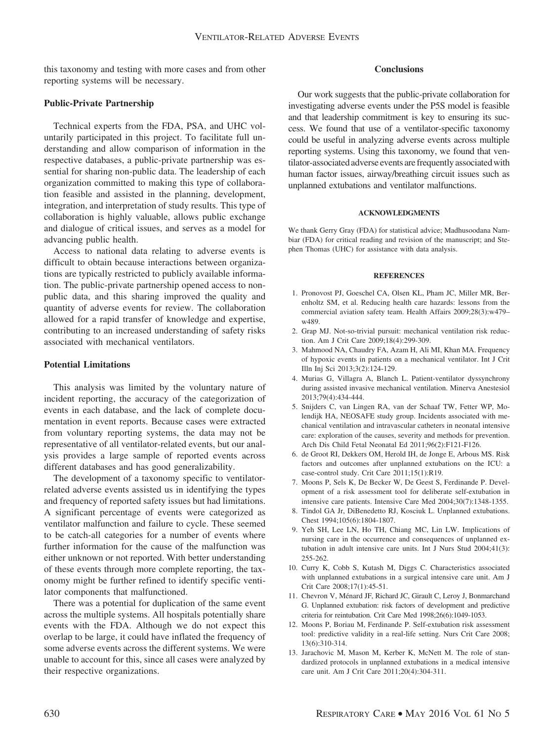this taxonomy and testing with more cases and from other reporting systems will be necessary.

### Public-Private Partnership

Technical experts from the FDA, PSA, and UHC voluntarily participated in this project. To facilitate full understanding and allow comparison of information in the respective databases, a public-private partnership was essential for sharing non-public data. The leadership of each organization committed to making this type of collaboration feasible and assisted in the planning, development, integration, and interpretation of study results. This type of collaboration is highly valuable, allows public exchange and dialogue of critical issues, and serves as a model for advancing public health.

Access to national data relating to adverse events is difficult to obtain because interactions between organizations are typically restricted to publicly available information. The public-private partnership opened access to non-public data, and this sharing improved the quality and quantity of adverse events for review. The collaboration allowed for a rapid transfer of knowledge and expertise, contributing to an increased understanding of safety risks associated with mechanical ventilators.

### Potential Limitations

This analysis was limited by the voluntary nature of incident reporting, the accuracy of the categorization of events in each database, and the lack of complete documentation in event reports. Because cases were extracted from voluntary reporting systems, the data may not be representative of all ventilator-related events, but our analysis provides a large sample of reported events across different databases and has good generalizability.

The development of a taxonomy specific to ventilator-related adverse events assisted us in identifying the types and frequency of reported safety issues but had limitations. A significant percentage of events were categorized as ventilator malfunction and failure to cycle. These seemed to be catch-all categories for a number of events where further information for the cause of the malfunction was either unknown or not reported. With better understanding of these events through more complete reporting, the taxonomy might be further refined to identify specific ventilator components that malfunctioned.

There was a potential for duplication of the same event across the multiple systems. All hospitals potentially share events with the FDA. Although we do not expect this overlap to be large, it could have inflated the frequency of some adverse events across the different systems. We were unable to account for this, since all cases were analyzed by their respective organizations.

## Conclusions

Our work suggests that the public-private collaboration for investigating adverse events under the P5S model is feasible and that leadership commitment is key to ensuring its success. We found that use of a ventilator-specific taxonomy could be useful in analyzing adverse events across multiple reporting systems. Using this taxonomy, we found that ventilator-associated adverse events are frequently associated with human factor issues, airway/breathing circuit issues such as unplanned extubations and ventilator malfunctions.

#### ACKNOWLEDGMENTS

We thank Gerry Gray (FDA) for statistical advice; Madhusoodana Nambiar (FDA) for critical reading and revision of the manuscript; and Stephen Thomas (UHC) for assistance with data analysis.

#### REFERENCES

1. Pronovost PJ, Goeschel CA, Olsen KL, Pham JC, Miller MR, Berenholtz SM, et al. Reducing health care hazards: lessons from the commercial aviation safety team. Health Affairs 2009;28(3):w479–w489.
2. Grap MJ. Not-so-trivial pursuit: mechanical ventilation risk reduction. Am J Crit Care 2009;18(4):299-309.
3. Mahmood NA, Chaudry FA, Azam H, Ali MI, Khan MA. Frequency of hypoxic events in patients on a mechanical ventilator. Int J Crit Illn Inj Sci 2013;3(2):124-129.
4. Murias G, Villagra A, Blanch L. Patient-ventilator dyssynchrony during assisted invasive mechanical ventilation. Minerva Anestesiol 2013;79(4):434-444.
5. Snijders C, van Lingen RA, van der Schaaf TW, Fetter WP, Molendijk HA, NEOSAFE study group. Incidents associated with mechanical ventilation and intravascular catheters in neonatal intensive care: exploration of the causes, severity and methods for prevention. Arch Dis Child Fetal Neonatal Ed 2011;96(2):F121-F126.
6. de Groot RI, Dekkers OM, Herold IH, de Jonge E, Arbous MS. Risk factors and outcomes after unplanned extubations on the ICU: a case-control study. Crit Care 2011;15(1):R19.
7. Moons P, Sels K, De Becker W, De Geest S, Ferdinande P. Development of a risk assessment tool for deliberate self-extubation in intensive care patients. Intensive Care Med 2004;30(7):1348-1355.
8. Tindol GA Jr, DiBenedetto RJ, Kosciuk L. Unplanned extubations. Chest 1994;105(6):1804-1807.
9. Yeh SH, Lee LN, Ho TH, Chiang MC, Lin LW. Implications of nursing care in the occurrence and consequences of unplanned extubation in adult intensive care units. Int J Nurs Stud 2004;41(3): 255-262.
10. Curry K, Cobb S, Kutash M, Diggs C. Characteristics associated with unplanned extubations in a surgical intensive care unit. Am J Crit Care 2008;17(1):45-51.
11. Chevron V, Ménard JF, Richard JC, Girault C, Leroy J, Bonmarchand G. Unplanned extubation: risk factors of development and predictive criteria for reintubation. Crit Care Med 1998;26(6):1049-1053.
12. Moons P, Boriau M, Ferdinande P. Self-extubation risk assessment tool: predictive validity in a real-life setting. Nurs Crit Care 2008; 13(6):310-314.
13. Jarachovic M, Mason M, Kerber K, McNett M. The role of standardized protocols in unplanned extubations in a medical intensive care unit. Am J Crit Care 2011;20(4):304-311.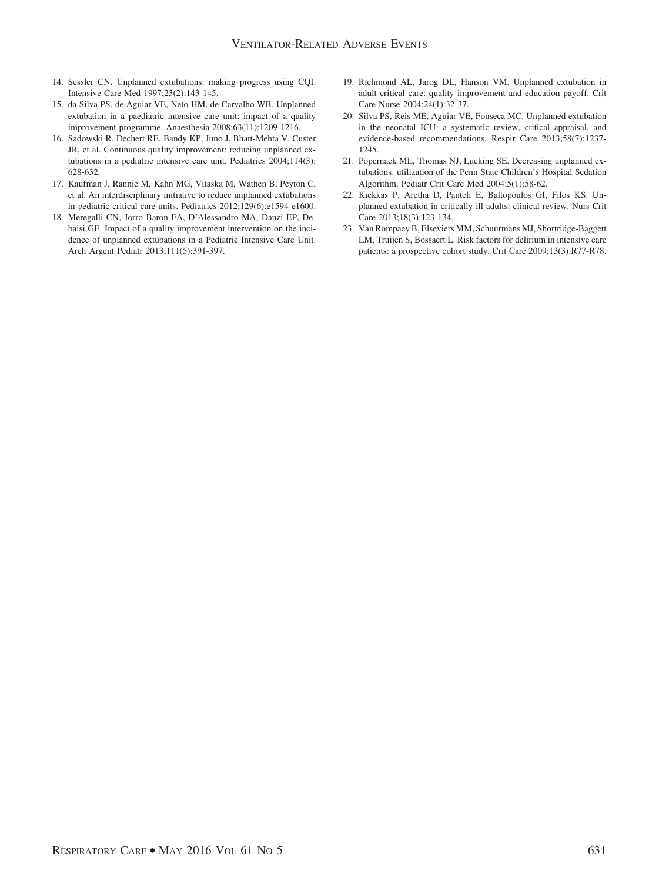14. Sessler CN. Unplanned extubations: making progress using CQI. Intensive Care Med 1997;23(2):143-145.
15. da Silva PS, de Aguiar VE, Neto HM, de Carvalho WB. Unplanned extubation in a paediatric intensive care unit: impact of a quality improvement programme. Anaesthesia 2008;63(11):1209-1216.
16. Sadowski R, Dechert RE, Bandy KP, Juno J, Bhatt-Mehta V, Custer JR, et al. Continuous quality improvement: reducing unplanned extubations in a pediatric intensive care unit. Pediatrics 2004;114(3): 628-632.
17. Kaufman J, Rannie M, Kahn MG, Vitaska M, Wathen B, Peyton C, et al. An interdisciplinary initiative to reduce unplanned extubations in pediatric critical care units. Pediatrics 2012;129(6):e1594-e1600.
18. Meregalli CN, Jorro Baron FA, D'Alessandro MA, Danzi EP, Debaisi GE. Impact of a quality improvement intervention on the incidence of unplanned extubations in a Pediatric Intensive Care Unit. Arch Argent Pediatr 2013;111(5):391-397.
19. Richmond AL, Jarog DL, Hanson VM. Unplanned extubation in adult critical care: quality improvement and education payoff. Crit Care Nurse 2004;24(1):32-37.
20. Silva PS, Reis ME, Aguiar VE, Fonseca MC. Unplanned extubation in the neonatal ICU: a systematic review, critical appraisal, and evidence-based recommendations. Respir Care 2013;58(7):1237-1245.
21. Popernack ML, Thomas NJ, Lucking SE. Decreasing unplanned extubations: utilization of the Penn State Children's Hospital Sedation Algorithm. Pediatr Crit Care Med 2004;5(1):58-62.
22. Kiekkas P, Aretha D, Panteli E, Baltopoulos GI, Filos KS. Unplanned extubation in critically ill adults: clinical review. Nurs Crit Care 2013;18(3):123-134.
23. Van Rompaey B, Elseviers MM, Schuurmans MJ, Shortridge-Baggett LM, Truijen S, Bossaert L. Risk factors for delirium in intensive care patients: a prospective cohort study. Crit Care 2009;13(3):R77-R78.